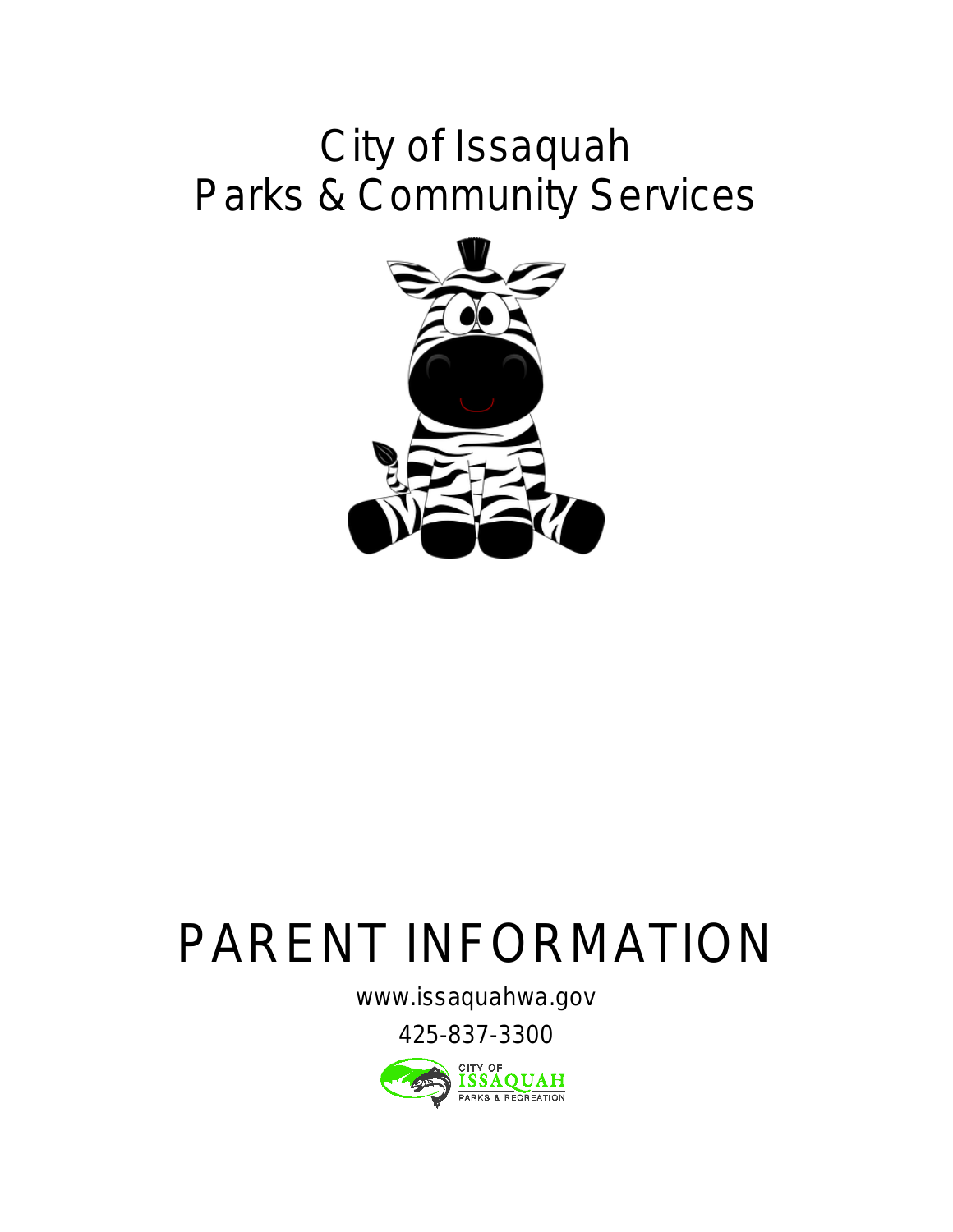# City of Issaquah
# Parks & Community Services

# PARENT INFORMATION

www.issaquahwa.gov

425-837-3300

CITY OF ISSAQUAH PARKS & RECREATION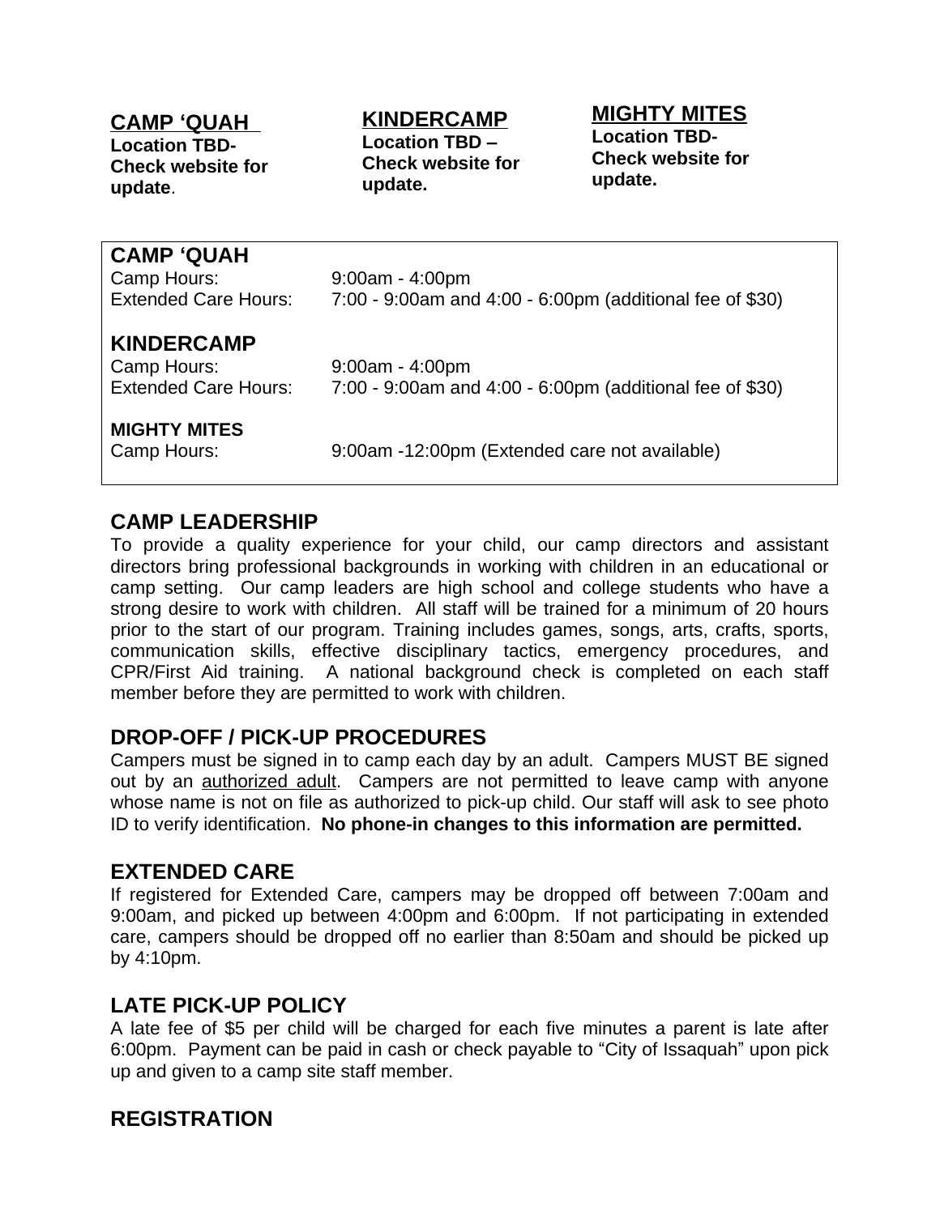**CAMP 'QUAH**
**Location TBD- Check website for update**.

**KINDERCAMP**
**Location TBD – Check website for update.**

**MIGHTY MITES**
**Location TBD- Check website for update.**

**CAMP 'QUAH**

| | |
|---|---|
| Camp Hours: | 9:00am - 4:00pm |
| Extended Care Hours: | 7:00 - 9:00am and 4:00 - 6:00pm (additional fee of $30) |

**KINDERCAMP**

| | |
|---|---|
| Camp Hours: | 9:00am - 4:00pm |
| Extended Care Hours: | 7:00 - 9:00am and 4:00 - 6:00pm (additional fee of $30) |

**MIGHTY MITES**

| | |
|---|---|
| Camp Hours: | 9:00am -12:00pm (Extended care not available) |

## CAMP LEADERSHIP

To provide a quality experience for your child, our camp directors and assistant directors bring professional backgrounds in working with children in an educational or camp setting. Our camp leaders are high school and college students who have a strong desire to work with children. All staff will be trained for a minimum of 20 hours prior to the start of our program. Training includes games, songs, arts, crafts, sports, communication skills, effective disciplinary tactics, emergency procedures, and CPR/First Aid training. A national background check is completed on each staff member before they are permitted to work with children.

## DROP-OFF / PICK-UP PROCEDURES

Campers must be signed in to camp each day by an adult. Campers MUST BE signed out by an authorized adult. Campers are not permitted to leave camp with anyone whose name is not on file as authorized to pick-up child. Our staff will ask to see photo ID to verify identification. **No phone-in changes to this information are permitted.**

## EXTENDED CARE

If registered for Extended Care, campers may be dropped off between 7:00am and 9:00am, and picked up between 4:00pm and 6:00pm. If not participating in extended care, campers should be dropped off no earlier than 8:50am and should be picked up by 4:10pm.

## LATE PICK-UP POLICY

A late fee of $5 per child will be charged for each five minutes a parent is late after 6:00pm. Payment can be paid in cash or check payable to "City of Issaquah" upon pick up and given to a camp site staff member.

## REGISTRATION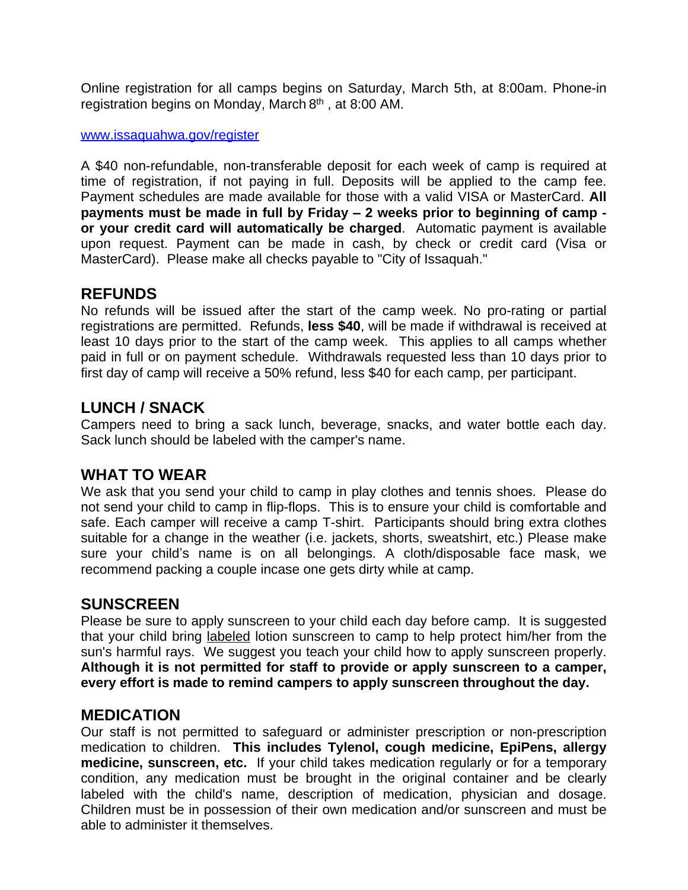Online registration for all camps begins on Saturday, March 5th, at 8:00am. Phone-in registration begins on Monday, March 8th , at 8:00 AM.

[www.issaquahwa.gov/register](http://www.issaquahwa.gov/register)

A $40 non-refundable, non-transferable deposit for each week of camp is required at time of registration, if not paying in full. Deposits will be applied to the camp fee. Payment schedules are made available for those with a valid VISA or MasterCard. **All payments must be made in full by Friday – 2 weeks prior to beginning of camp - or your credit card will automatically be charged**. Automatic payment is available upon request. Payment can be made in cash, by check or credit card (Visa or MasterCard). Please make all checks payable to "City of Issaquah."

## REFUNDS

No refunds will be issued after the start of the camp week. No pro-rating or partial registrations are permitted. Refunds, **less $40**, will be made if withdrawal is received at least 10 days prior to the start of the camp week. This applies to all camps whether paid in full or on payment schedule. Withdrawals requested less than 10 days prior to first day of camp will receive a 50% refund, less $40 for each camp, per participant.

## LUNCH / SNACK

Campers need to bring a sack lunch, beverage, snacks, and water bottle each day. Sack lunch should be labeled with the camper's name.

## WHAT TO WEAR

We ask that you send your child to camp in play clothes and tennis shoes. Please do not send your child to camp in flip-flops. This is to ensure your child is comfortable and safe. Each camper will receive a camp T-shirt. Participants should bring extra clothes suitable for a change in the weather (i.e. jackets, shorts, sweatshirt, etc.) Please make sure your child's name is on all belongings. A cloth/disposable face mask, we recommend packing a couple incase one gets dirty while at camp.

## SUNSCREEN

Please be sure to apply sunscreen to your child each day before camp. It is suggested that your child bring labeled lotion sunscreen to camp to help protect him/her from the sun's harmful rays. We suggest you teach your child how to apply sunscreen properly. **Although it is not permitted for staff to provide or apply sunscreen to a camper, every effort is made to remind campers to apply sunscreen throughout the day.**

## MEDICATION

Our staff is not permitted to safeguard or administer prescription or non-prescription medication to children. **This includes Tylenol, cough medicine, EpiPens, allergy medicine, sunscreen, etc.** If your child takes medication regularly or for a temporary condition, any medication must be brought in the original container and be clearly labeled with the child's name, description of medication, physician and dosage. Children must be in possession of their own medication and/or sunscreen and must be able to administer it themselves.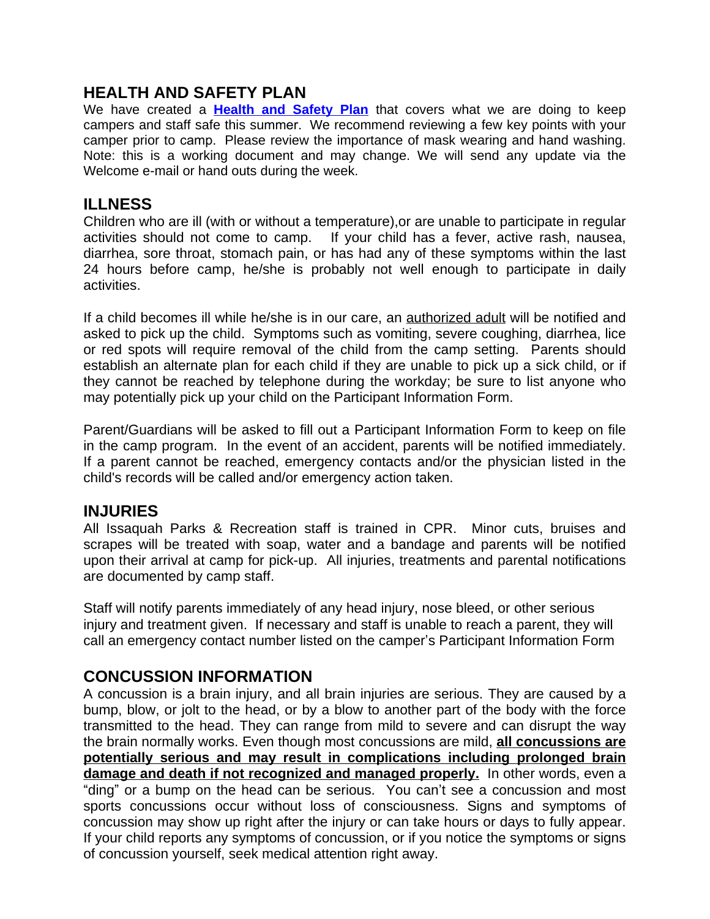## HEALTH AND SAFETY PLAN

We have created a **Health and Safety Plan** that covers what we are doing to keep campers and staff safe this summer. We recommend reviewing a few key points with your camper prior to camp. Please review the importance of mask wearing and hand washing. Note: this is a working document and may change. We will send any update via the Welcome e-mail or hand outs during the week.

## ILLNESS

Children who are ill (with or without a temperature),or are unable to participate in regular activities should not come to camp. If your child has a fever, active rash, nausea, diarrhea, sore throat, stomach pain, or has had any of these symptoms within the last 24 hours before camp, he/she is probably not well enough to participate in daily activities.

If a child becomes ill while he/she is in our care, an authorized adult will be notified and asked to pick up the child. Symptoms such as vomiting, severe coughing, diarrhea, lice or red spots will require removal of the child from the camp setting. Parents should establish an alternate plan for each child if they are unable to pick up a sick child, or if they cannot be reached by telephone during the workday; be sure to list anyone who may potentially pick up your child on the Participant Information Form.

Parent/Guardians will be asked to fill out a Participant Information Form to keep on file in the camp program. In the event of an accident, parents will be notified immediately. If a parent cannot be reached, emergency contacts and/or the physician listed in the child's records will be called and/or emergency action taken.

## INJURIES

All Issaquah Parks & Recreation staff is trained in CPR. Minor cuts, bruises and scrapes will be treated with soap, water and a bandage and parents will be notified upon their arrival at camp for pick-up. All injuries, treatments and parental notifications are documented by camp staff.

Staff will notify parents immediately of any head injury, nose bleed, or other serious injury and treatment given. If necessary and staff is unable to reach a parent, they will call an emergency contact number listed on the camper's Participant Information Form

## CONCUSSION INFORMATION

A concussion is a brain injury, and all brain injuries are serious. They are caused by a bump, blow, or jolt to the head, or by a blow to another part of the body with the force transmitted to the head. They can range from mild to severe and can disrupt the way the brain normally works. Even though most concussions are mild, **all concussions are potentially serious and may result in complications including prolonged brain damage and death if not recognized and managed properly.** In other words, even a "ding" or a bump on the head can be serious. You can't see a concussion and most sports concussions occur without loss of consciousness. Signs and symptoms of concussion may show up right after the injury or can take hours or days to fully appear. If your child reports any symptoms of concussion, or if you notice the symptoms or signs of concussion yourself, seek medical attention right away.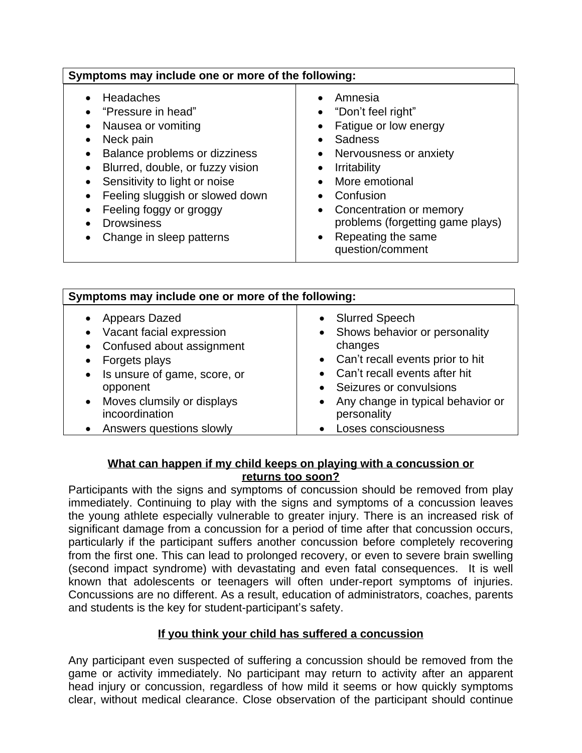| Symptoms may include one or more of the following: | |
|---|---|
| • Headaches<br>• “Pressure in head”<br>• Nausea or vomiting<br>• Neck pain<br>• Balance problems or dizziness<br>• Blurred, double, or fuzzy vision<br>• Sensitivity to light or noise<br>• Feeling sluggish or slowed down<br>• Feeling foggy or groggy<br>• Drowsiness<br>• Change in sleep patterns | • Amnesia<br>• “Don’t feel right”<br>• Fatigue or low energy<br>• Sadness<br>• Nervousness or anxiety<br>• Irritability<br>• More emotional<br>• Confusion<br>• Concentration or memory problems (forgetting game plays)<br>• Repeating the same question/comment |

| Symptoms may include one or more of the following: | |
|---|---|
| • Appears Dazed<br>• Vacant facial expression<br>• Confused about assignment<br>• Forgets plays<br>• Is unsure of game, score, or opponent<br>• Moves clumsily or displays incoordination<br>• Answers questions slowly | • Slurred Speech<br>• Shows behavior or personality changes<br>• Can’t recall events prior to hit<br>• Can’t recall events after hit<br>• Seizures or convulsions<br>• Any change in typical behavior or personality<br>• Loses consciousness |

## What can happen if my child keeps on playing with a concussion or returns too soon?

Participants with the signs and symptoms of concussion should be removed from play immediately. Continuing to play with the signs and symptoms of a concussion leaves the young athlete especially vulnerable to greater injury. There is an increased risk of significant damage from a concussion for a period of time after that concussion occurs, particularly if the participant suffers another concussion before completely recovering from the first one. This can lead to prolonged recovery, or even to severe brain swelling (second impact syndrome) with devastating and even fatal consequences. It is well known that adolescents or teenagers will often under-report symptoms of injuries. Concussions are no different. As a result, education of administrators, coaches, parents and students is the key for student-participant’s safety.

## If you think your child has suffered a concussion

Any participant even suspected of suffering a concussion should be removed from the game or activity immediately. No participant may return to activity after an apparent head injury or concussion, regardless of how mild it seems or how quickly symptoms clear, without medical clearance. Close observation of the participant should continue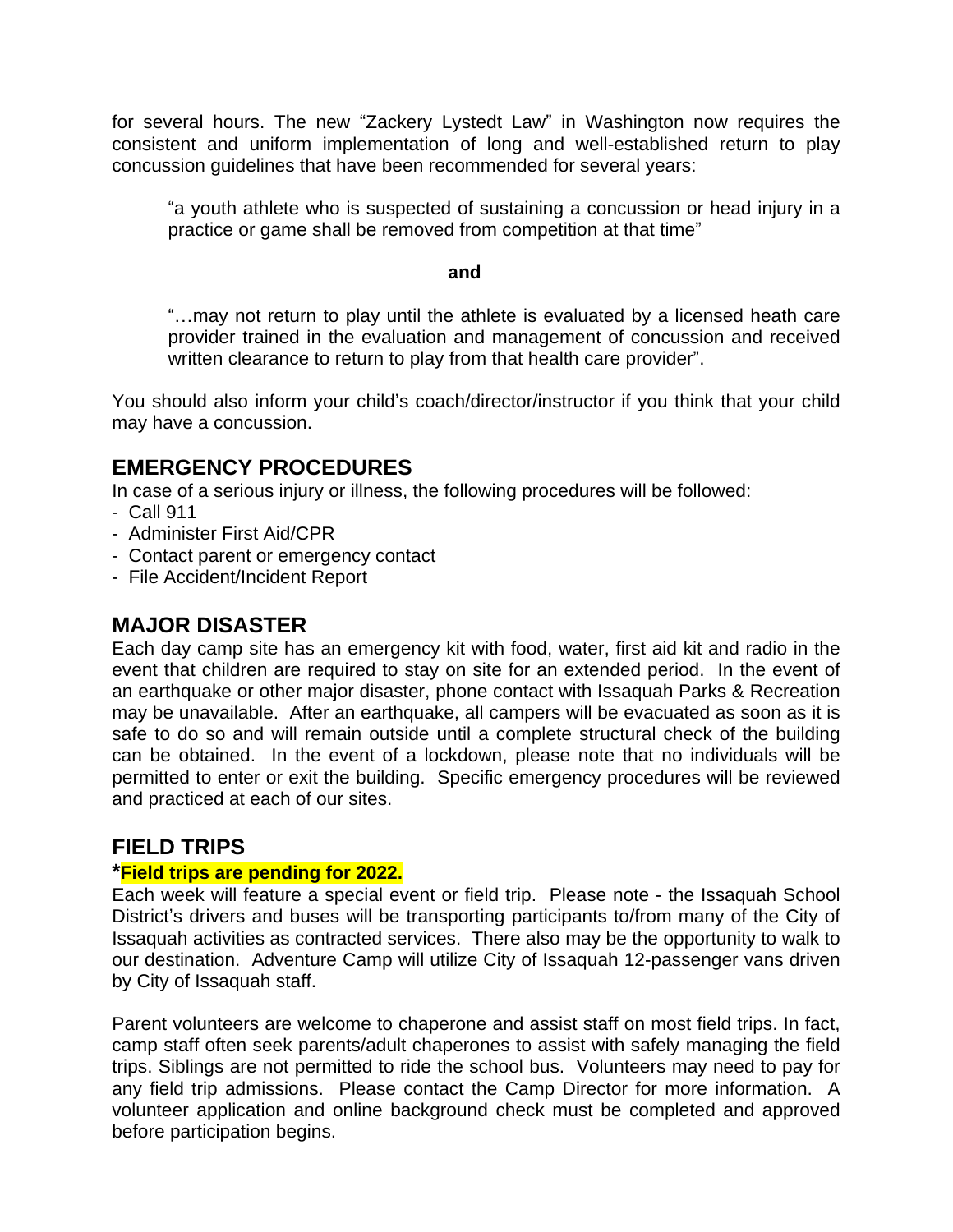for several hours. The new "Zackery Lystedt Law" in Washington now requires the consistent and uniform implementation of long and well-established return to play concussion guidelines that have been recommended for several years:

> "a youth athlete who is suspected of sustaining a concussion or head injury in a practice or game shall be removed from competition at that time"
>
> **and**
>
> "…may not return to play until the athlete is evaluated by a licensed heath care provider trained in the evaluation and management of concussion and received written clearance to return to play from that health care provider".

You should also inform your child's coach/director/instructor if you think that your child may have a concussion.

## EMERGENCY PROCEDURES

In case of a serious injury or illness, the following procedures will be followed:

- Call 911
- Administer First Aid/CPR
- Contact parent or emergency contact
- File Accident/Incident Report

## MAJOR DISASTER

Each day camp site has an emergency kit with food, water, first aid kit and radio in the event that children are required to stay on site for an extended period. In the event of an earthquake or other major disaster, phone contact with Issaquah Parks & Recreation may be unavailable. After an earthquake, all campers will be evacuated as soon as it is safe to do so and will remain outside until a complete structural check of the building can be obtained. In the event of a lockdown, please note that no individuals will be permitted to enter or exit the building. Specific emergency procedures will be reviewed and practiced at each of our sites.

## FIELD TRIPS

***Field trips are pending for 2022.**

Each week will feature a special event or field trip. Please note - the Issaquah School District's drivers and buses will be transporting participants to/from many of the City of Issaquah activities as contracted services. There also may be the opportunity to walk to our destination. Adventure Camp will utilize City of Issaquah 12-passenger vans driven by City of Issaquah staff.

Parent volunteers are welcome to chaperone and assist staff on most field trips. In fact, camp staff often seek parents/adult chaperones to assist with safely managing the field trips. Siblings are not permitted to ride the school bus. Volunteers may need to pay for any field trip admissions. Please contact the Camp Director for more information. A volunteer application and online background check must be completed and approved before participation begins.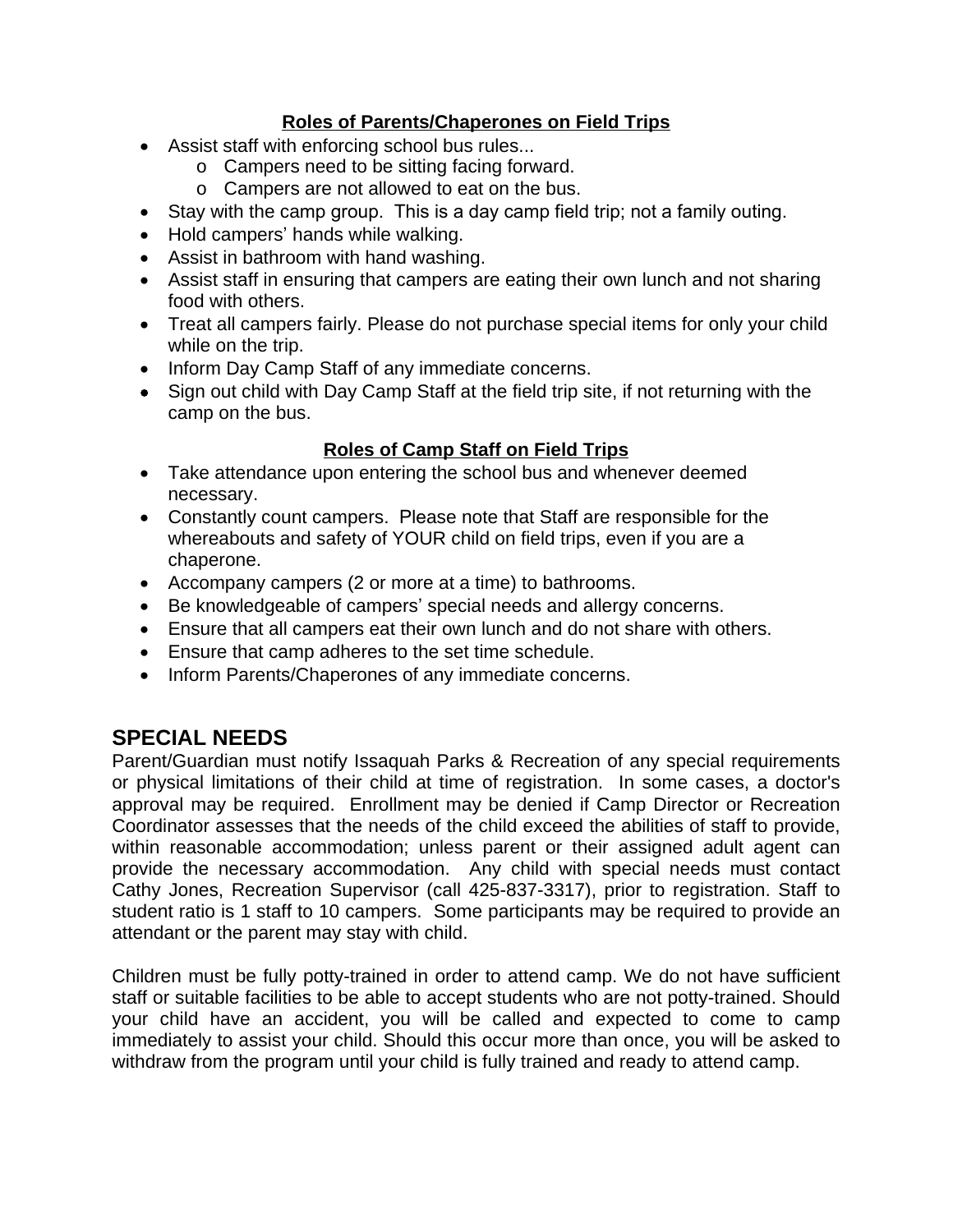**Roles of Parents/Chaperones on Field Trips**

- Assist staff with enforcing school bus rules...
  - Campers need to be sitting facing forward.
  - Campers are not allowed to eat on the bus.
- Stay with the camp group. This is a day camp field trip; not a family outing.
- Hold campers' hands while walking.
- Assist in bathroom with hand washing.
- Assist staff in ensuring that campers are eating their own lunch and not sharing food with others.
- Treat all campers fairly. Please do not purchase special items for only your child while on the trip.
- Inform Day Camp Staff of any immediate concerns.
- Sign out child with Day Camp Staff at the field trip site, if not returning with the camp on the bus.

**Roles of Camp Staff on Field Trips**

- Take attendance upon entering the school bus and whenever deemed necessary.
- Constantly count campers. Please note that Staff are responsible for the whereabouts and safety of YOUR child on field trips, even if you are a chaperone.
- Accompany campers (2 or more at a time) to bathrooms.
- Be knowledgeable of campers' special needs and allergy concerns.
- Ensure that all campers eat their own lunch and do not share with others.
- Ensure that camp adheres to the set time schedule.
- Inform Parents/Chaperones of any immediate concerns.

## SPECIAL NEEDS

Parent/Guardian must notify Issaquah Parks & Recreation of any special requirements or physical limitations of their child at time of registration. In some cases, a doctor's approval may be required. Enrollment may be denied if Camp Director or Recreation Coordinator assesses that the needs of the child exceed the abilities of staff to provide, within reasonable accommodation; unless parent or their assigned adult agent can provide the necessary accommodation. Any child with special needs must contact Cathy Jones, Recreation Supervisor (call 425-837-3317), prior to registration. Staff to student ratio is 1 staff to 10 campers. Some participants may be required to provide an attendant or the parent may stay with child.

Children must be fully potty-trained in order to attend camp. We do not have sufficient staff or suitable facilities to be able to accept students who are not potty-trained. Should your child have an accident, you will be called and expected to come to camp immediately to assist your child. Should this occur more than once, you will be asked to withdraw from the program until your child is fully trained and ready to attend camp.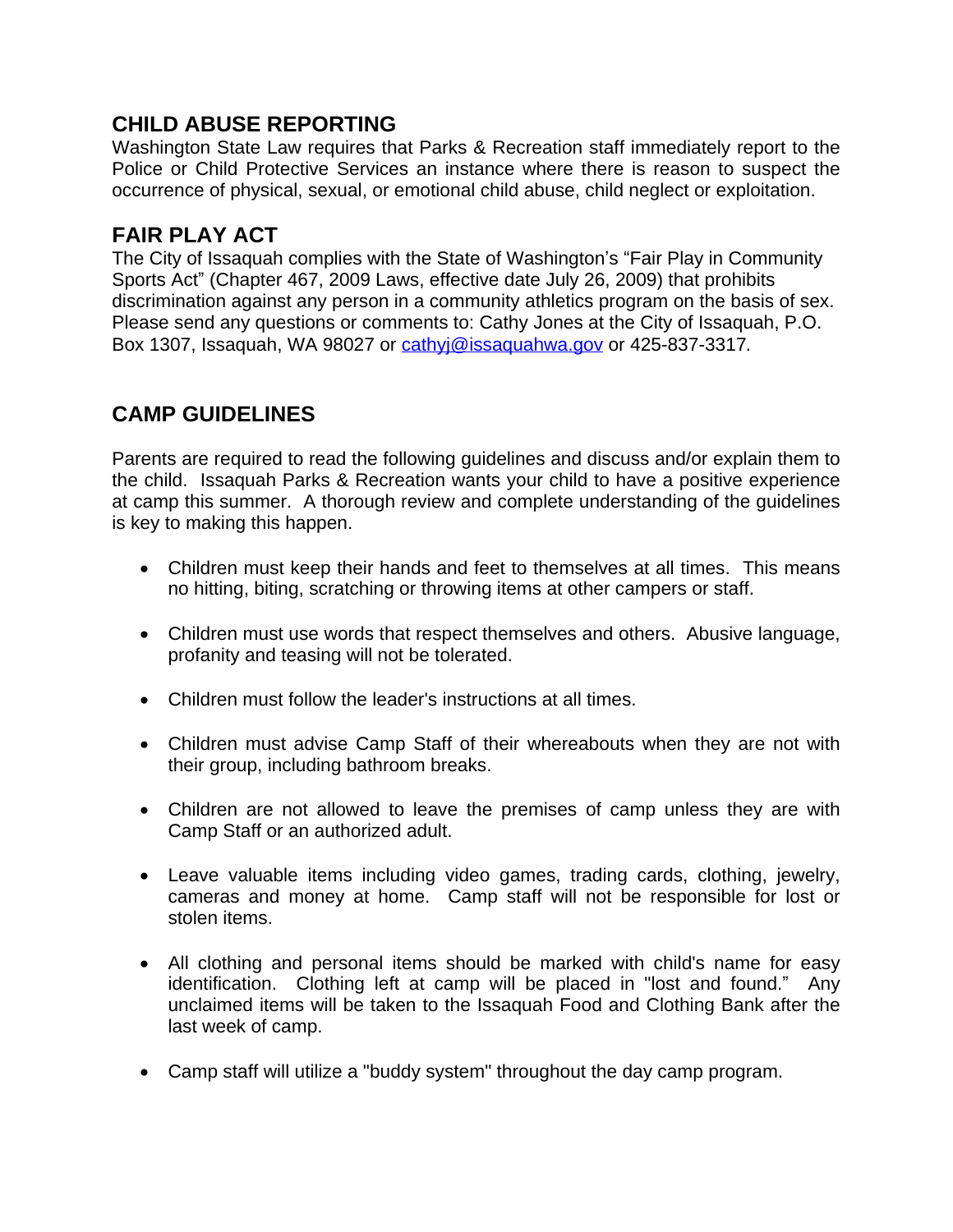## CHILD ABUSE REPORTING

Washington State Law requires that Parks & Recreation staff immediately report to the Police or Child Protective Services an instance where there is reason to suspect the occurrence of physical, sexual, or emotional child abuse, child neglect or exploitation.

## FAIR PLAY ACT

The City of Issaquah complies with the State of Washington's "Fair Play in Community Sports Act" (Chapter 467, 2009 Laws, effective date July 26, 2009) that prohibits discrimination against any person in a community athletics program on the basis of sex. Please send any questions or comments to: Cathy Jones at the City of Issaquah, P.O. Box 1307, Issaquah, WA 98027 or cathyj@issaquahwa.gov or 425-837-3317.

## CAMP GUIDELINES

Parents are required to read the following guidelines and discuss and/or explain them to the child. Issaquah Parks & Recreation wants your child to have a positive experience at camp this summer. A thorough review and complete understanding of the guidelines is key to making this happen.

- Children must keep their hands and feet to themselves at all times. This means no hitting, biting, scratching or throwing items at other campers or staff.
- Children must use words that respect themselves and others. Abusive language, profanity and teasing will not be tolerated.
- Children must follow the leader's instructions at all times.
- Children must advise Camp Staff of their whereabouts when they are not with their group, including bathroom breaks.
- Children are not allowed to leave the premises of camp unless they are with Camp Staff or an authorized adult.
- Leave valuable items including video games, trading cards, clothing, jewelry, cameras and money at home. Camp staff will not be responsible for lost or stolen items.
- All clothing and personal items should be marked with child's name for easy identification. Clothing left at camp will be placed in "lost and found." Any unclaimed items will be taken to the Issaquah Food and Clothing Bank after the last week of camp.
- Camp staff will utilize a "buddy system" throughout the day camp program.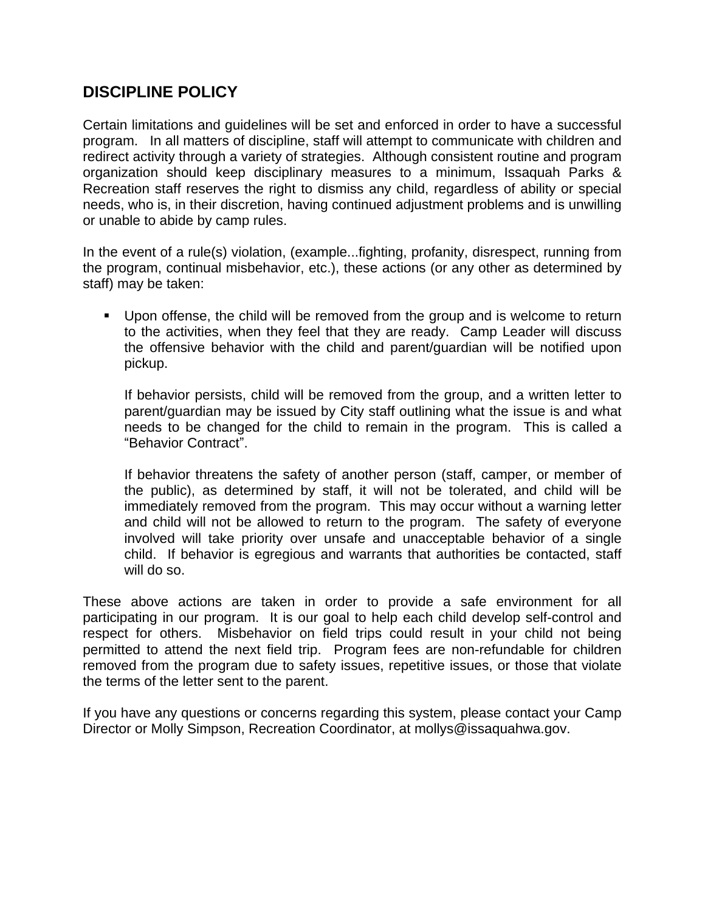## DISCIPLINE POLICY

Certain limitations and guidelines will be set and enforced in order to have a successful program. In all matters of discipline, staff will attempt to communicate with children and redirect activity through a variety of strategies. Although consistent routine and program organization should keep disciplinary measures to a minimum, Issaquah Parks & Recreation staff reserves the right to dismiss any child, regardless of ability or special needs, who is, in their discretion, having continued adjustment problems and is unwilling or unable to abide by camp rules.

In the event of a rule(s) violation, (example...fighting, profanity, disrespect, running from the program, continual misbehavior, etc.), these actions (or any other as determined by staff) may be taken:

- Upon offense, the child will be removed from the group and is welcome to return to the activities, when they feel that they are ready. Camp Leader will discuss the offensive behavior with the child and parent/guardian will be notified upon pickup.

  If behavior persists, child will be removed from the group, and a written letter to parent/guardian may be issued by City staff outlining what the issue is and what needs to be changed for the child to remain in the program. This is called a "Behavior Contract".

  If behavior threatens the safety of another person (staff, camper, or member of the public), as determined by staff, it will not be tolerated, and child will be immediately removed from the program. This may occur without a warning letter and child will not be allowed to return to the program. The safety of everyone involved will take priority over unsafe and unacceptable behavior of a single child. If behavior is egregious and warrants that authorities be contacted, staff will do so.

These above actions are taken in order to provide a safe environment for all participating in our program. It is our goal to help each child develop self-control and respect for others. Misbehavior on field trips could result in your child not being permitted to attend the next field trip. Program fees are non-refundable for children removed from the program due to safety issues, repetitive issues, or those that violate the terms of the letter sent to the parent.

If you have any questions or concerns regarding this system, please contact your Camp Director or Molly Simpson, Recreation Coordinator, at mollys@issaquahwa.gov.